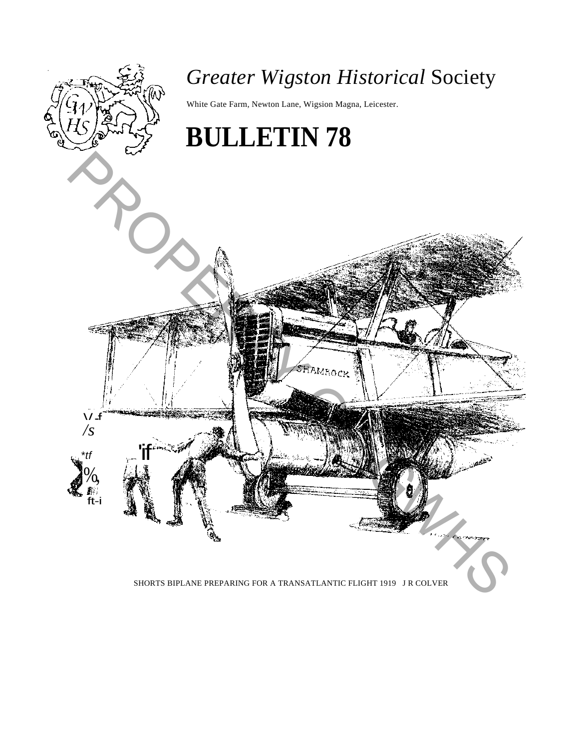# *Greater Wigston Historical* Society

White Gate Farm, Newton Lane, Wigsion Magna, Leicester.

# BULLETIN 78

SHORTS BIPLANE PREPARING FOR A TRANSATLANTIC FLIGHT 1919 J R COLVER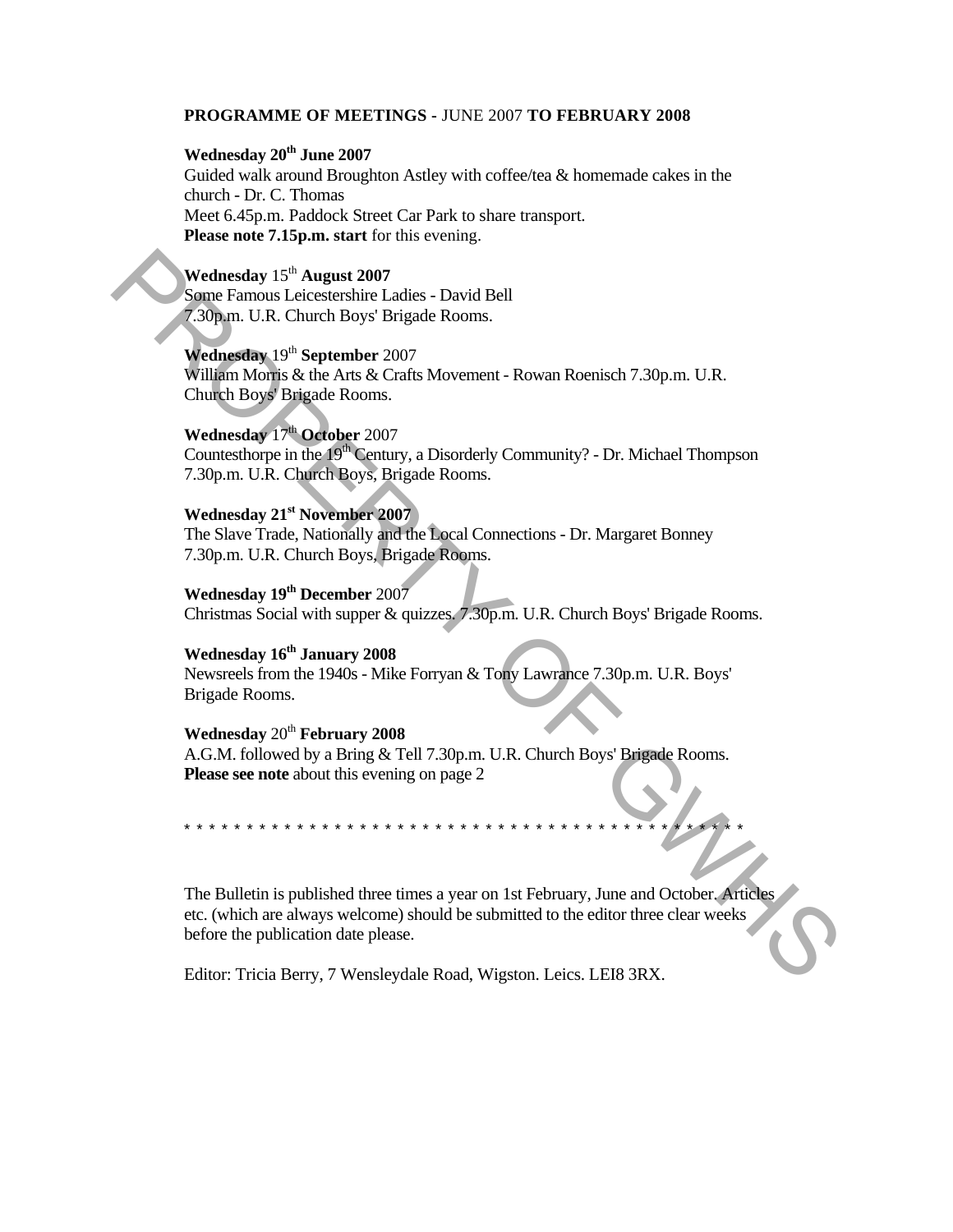**PROGRAMME OF MEETINGS** - JUNE 2007 **TO FEBRUARY 2008**

**Wednesday 20th June 2007**
Guided walk around Broughton Astley with coffee/tea & homemade cakes in the church - Dr. C. Thomas
Meet 6.45p.m. Paddock Street Car Park to share transport.
**Please note 7.15p.m. start** for this evening.

**Wednesday** 15th **August 2007**
Some Famous Leicestershire Ladies - David Bell
7.30p.m. U.R. Church Boys' Brigade Rooms.

**Wednesday** 19th **September** 2007
William Morris & the Arts & Crafts Movement - Rowan Roenisch 7.30p.m. U.R. Church Boys' Brigade Rooms.

**Wednesday** 17th **October** 2007
Countesthorpe in the 19th Century, a Disorderly Community? - Dr. Michael Thompson
7.30p.m. U.R. Church Boys, Brigade Rooms.

**Wednesday 21st November 2007**
The Slave Trade, Nationally and the Local Connections - Dr. Margaret Bonney
7.30p.m. U.R. Church Boys, Brigade Rooms.

**Wednesday 19th December** 2007
Christmas Social with supper & quizzes. 7.30p.m. U.R. Church Boys' Brigade Rooms.

**Wednesday 16th January 2008**
Newsreels from the 1940s - Mike Forryan & Tony Lawrance 7.30p.m. U.R. Boys' Brigade Rooms.

**Wednesday** 20th **February 2008**
A.G.M. followed by a Bring & Tell 7.30p.m. U.R. Church Boys' Brigade Rooms.
**Please see note** about this evening on page 2

\* \* \* \* \* \* \* \* \* \* \* \* \* \* \* \* \* \* \* \* \* \* \* \* \* \* \* \* \* \* \* \* \* \* \* \* \* \* \* \* \* \* \* \* \* \* \*

The Bulletin is published three times a year on 1st February, June and October. Articles etc. (which are always welcome) should be submitted to the editor three clear weeks before the publication date please.

Editor: Tricia Berry, 7 Wensleydale Road, Wigston. Leics. LEI8 3RX.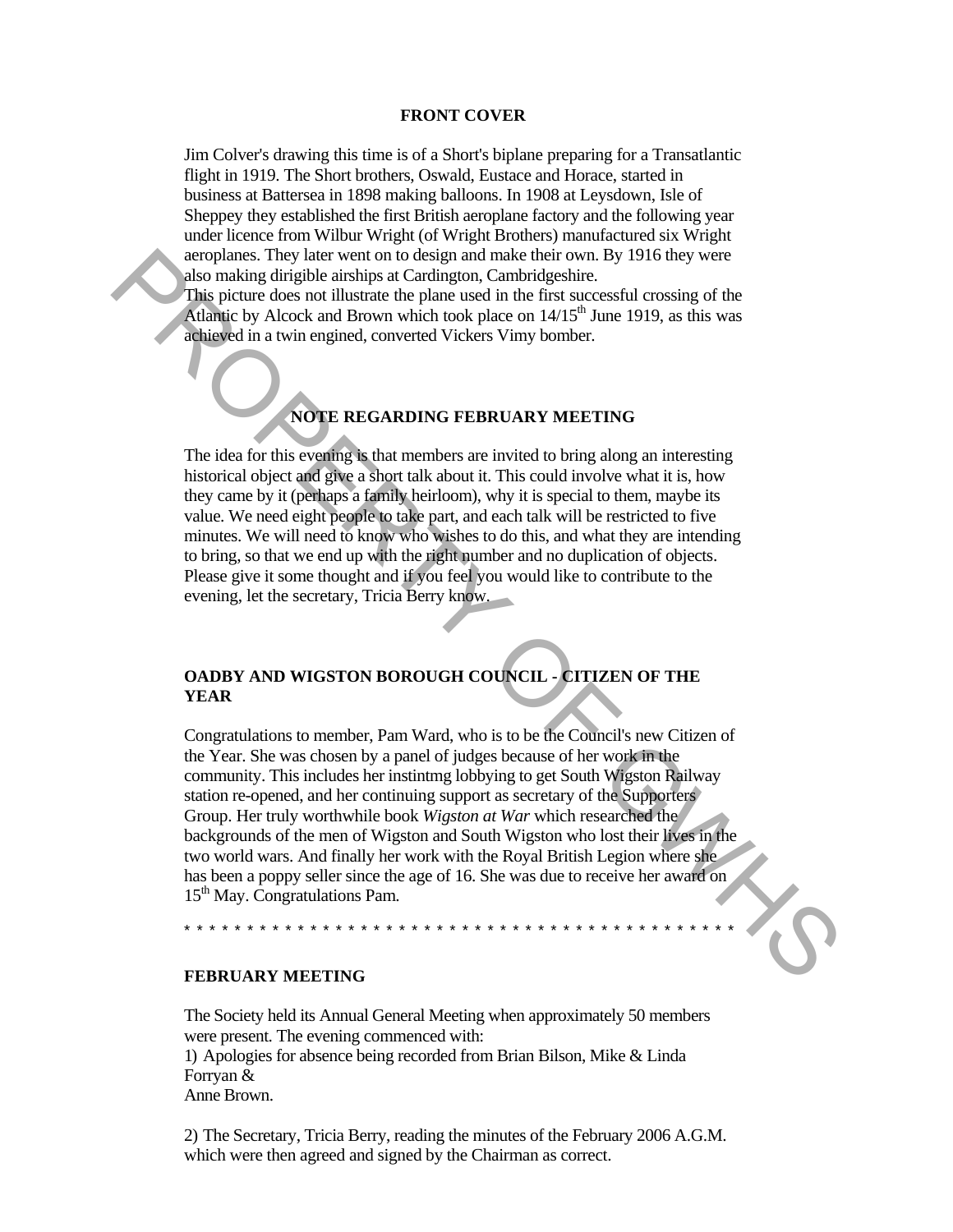## FRONT COVER

Jim Colver's drawing this time is of a Short's biplane preparing for a Transatlantic flight in 1919. The Short brothers, Oswald, Eustace and Horace, started in business at Battersea in 1898 making balloons. In 1908 at Leysdown, Isle of Sheppey they established the first British aeroplane factory and the following year under licence from Wilbur Wright (of Wright Brothers) manufactured six Wright aeroplanes. They later went on to design and make their own. By 1916 they were also making dirigible airships at Cardington, Cambridgeshire.
This picture does not illustrate the plane used in the first successful crossing of the Atlantic by Alcock and Brown which took place on 14/15th June 1919, as this was achieved in a twin engined, converted Vickers Vimy bomber.

## NOTE REGARDING FEBRUARY MEETING

The idea for this evening is that members are invited to bring along an interesting historical object and give a short talk about it. This could involve what it is, how they came by it (perhaps a family heirloom), why it is special to them, maybe its value. We need eight people to take part, and each talk will be restricted to five minutes. We will need to know who wishes to do this, and what they are intending to bring, so that we end up with the right number and no duplication of objects. Please give it some thought and if you feel you would like to contribute to the evening, let the secretary, Tricia Berry know.

## OADBY AND WIGSTON BOROUGH COUNCIL - CITIZEN OF THE YEAR

Congratulations to member, Pam Ward, who is to be the Council's new Citizen of the Year. She was chosen by a panel of judges because of her work in the community. This includes her instintmg lobbying to get South Wigston Railway station re-opened, and her continuing support as secretary of the Supporters Group. Her truly worthwhile book *Wigston at War* which researched the backgrounds of the men of Wigston and South Wigston who lost their lives in the two world wars. And finally her work with the Royal British Legion where she has been a poppy seller since the age of 16. She was due to receive her award on 15th May. Congratulations Pam.

* * * * * * * * * * * * * * * * * * * * * * * * * * * * * * * * * * * * * * * * * * * * * *

## FEBRUARY MEETING

The Society held its Annual General Meeting when approximately 50 members were present. The evening commenced with:
1) Apologies for absence being recorded from Brian Bilson, Mike & Linda Forryan &
Anne Brown.

2) The Secretary, Tricia Berry, reading the minutes of the February 2006 A.G.M. which were then agreed and signed by the Chairman as correct.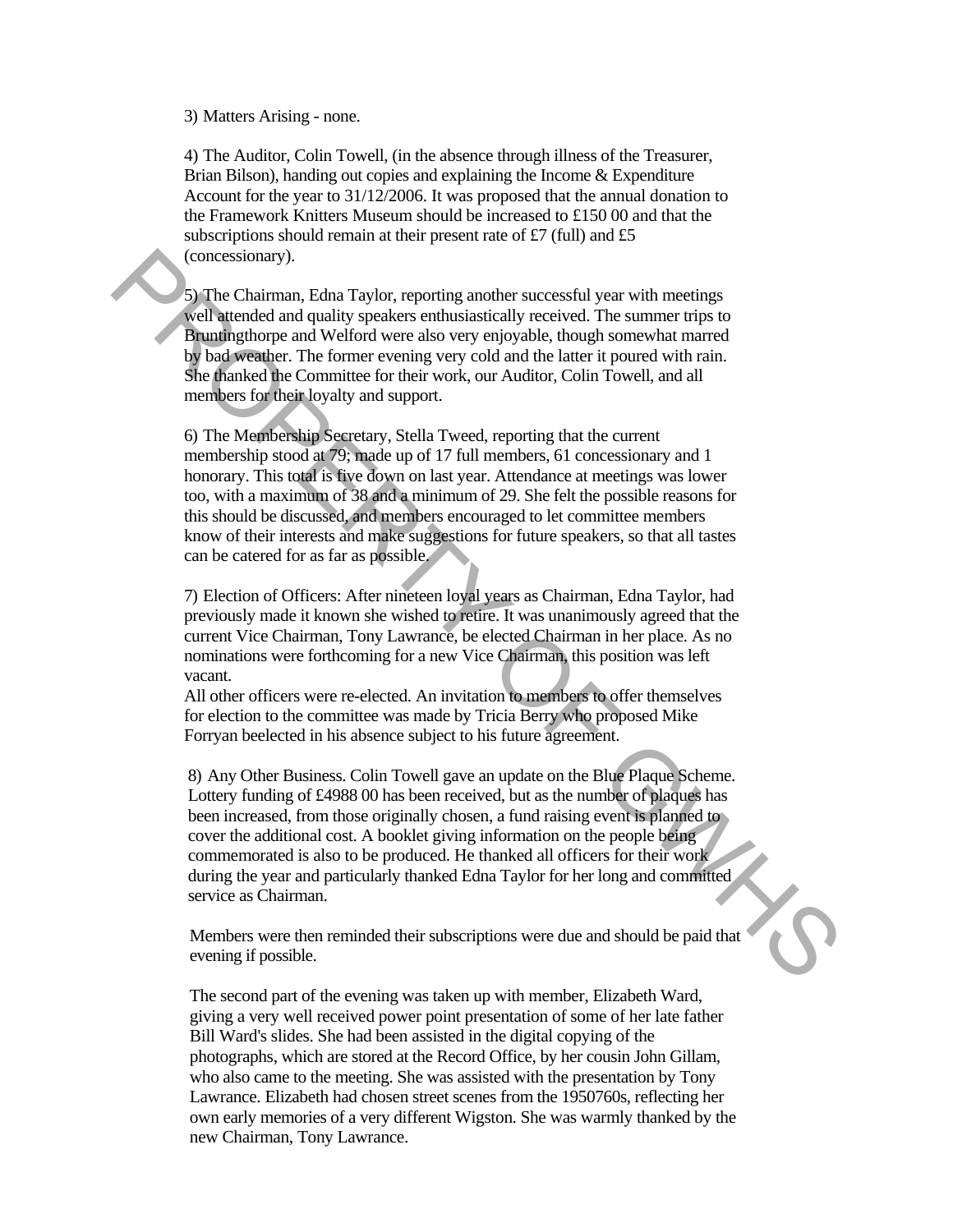3) Matters Arising - none.

4) The Auditor, Colin Towell, (in the absence through illness of the Treasurer, Brian Bilson), handing out copies and explaining the Income & Expenditure Account for the year to 31/12/2006. It was proposed that the annual donation to the Framework Knitters Museum should be increased to £150 00 and that the subscriptions should remain at their present rate of £7 (full) and £5 (concessionary).

5) The Chairman, Edna Taylor, reporting another successful year with meetings well attended and quality speakers enthusiastically received. The summer trips to Bruntingthorpe and Welford were also very enjoyable, though somewhat marred by bad weather. The former evening very cold and the latter it poured with rain. She thanked the Committee for their work, our Auditor, Colin Towell, and all members for their loyalty and support.

6) The Membership Secretary, Stella Tweed, reporting that the current membership stood at 79; made up of 17 full members, 61 concessionary and 1 honorary. This total is five down on last year. Attendance at meetings was lower too, with a maximum of 38 and a minimum of 29. She felt the possible reasons for this should be discussed, and members encouraged to let committee members know of their interests and make suggestions for future speakers, so that all tastes can be catered for as far as possible.

7) Election of Officers: After nineteen loyal years as Chairman, Edna Taylor, had previously made it known she wished to retire. It was unanimously agreed that the current Vice Chairman, Tony Lawrance, be elected Chairman in her place. As no nominations were forthcoming for a new Vice Chairman, this position was left vacant.
All other officers were re-elected. An invitation to members to offer themselves for election to the committee was made by Tricia Berry who proposed Mike Forryan beelected in his absence subject to his future agreement.

8) Any Other Business. Colin Towell gave an update on the Blue Plaque Scheme. Lottery funding of £4988 00 has been received, but as the number of plaques has been increased, from those originally chosen, a fund raising event is planned to cover the additional cost. A booklet giving information on the people being commemorated is also to be produced. He thanked all officers for their work during the year and particularly thanked Edna Taylor for her long and committed service as Chairman.

Members were then reminded their subscriptions were due and should be paid that evening if possible.

The second part of the evening was taken up with member, Elizabeth Ward, giving a very well received power point presentation of some of her late father Bill Ward's slides. She had been assisted in the digital copying of the photographs, which are stored at the Record Office, by her cousin John Gillam, who also came to the meeting. She was assisted with the presentation by Tony Lawrance. Elizabeth had chosen street scenes from the 1950760s, reflecting her own early memories of a very different Wigston. She was warmly thanked by the new Chairman, Tony Lawrance.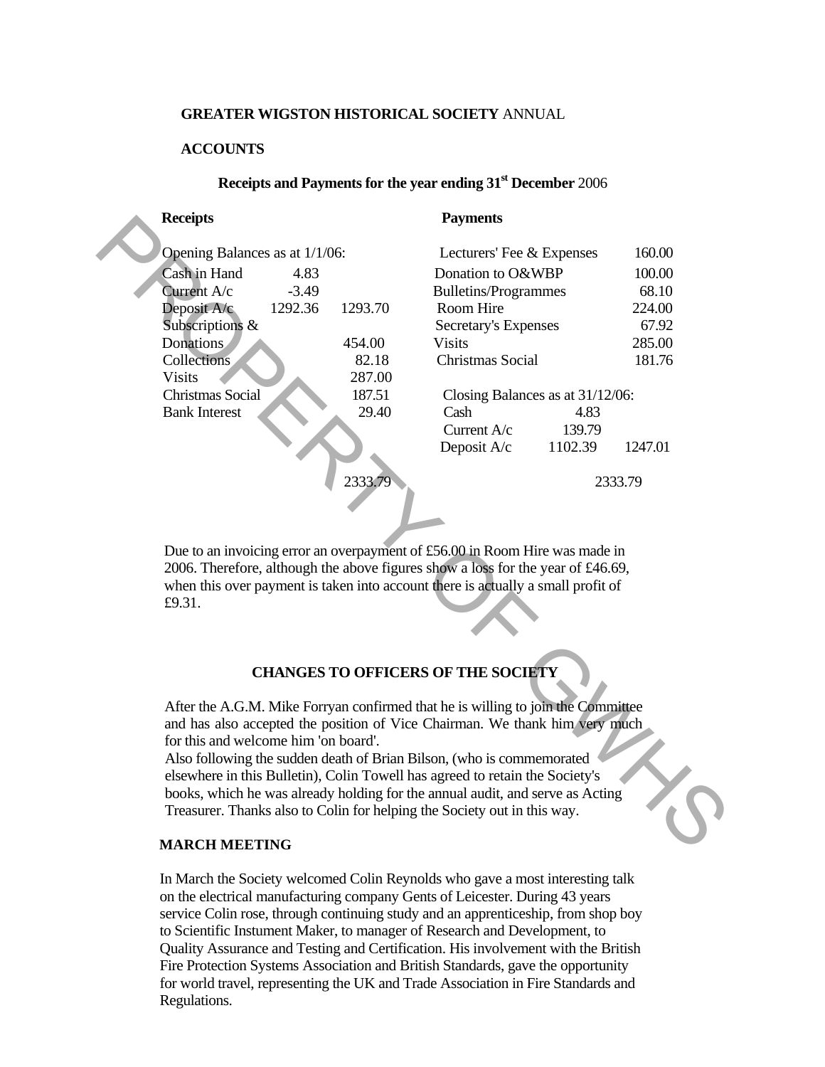**GREATER WIGSTON HISTORICAL SOCIETY** ANNUAL

**ACCOUNTS**

**Receipts and Payments for the year ending 31st December** 2006

| **Receipts** | | | **Payments** | | |
|---|---|---|---|---|---|
| Opening Balances as at 1/1/06: | | | Lecturers' Fee & Expenses | | 160.00 |
| Cash in Hand | 4.83 | | Donation to O&WBP | | 100.00 |
| Current A/c | -3.49 | | Bulletins/Programmes | | 68.10 |
| Deposit A/c | 1292.36 | 1293.70 | Room Hire | | 224.00 |
| Subscriptions & | | | Secretary's Expenses | | 67.92 |
| Donations | | 454.00 | Visits | | 285.00 |
| Collections | | 82.18 | Christmas Social | | 181.76 |
| Visits | | 287.00 | | | |
| Christmas Social | | 187.51 | Closing Balances as at 31/12/06: | | |
| Bank Interest | | 29.40 | Cash | 4.83 | |
| | | | Current A/c | 139.79 | |
| | | | Deposit A/c | 1102.39 | 1247.01 |
| | | 2333.79 | | | 2333.79 |

Due to an invoicing error an overpayment of £56.00 in Room Hire was made in 2006. Therefore, although the above figures show a loss for the year of £46.69, when this over payment is taken into account there is actually a small profit of £9.31.

## CHANGES TO OFFICERS OF THE SOCIETY

After the A.G.M. Mike Forryan confirmed that he is willing to join the Committee and has also accepted the position of Vice Chairman. We thank him very much for this and welcome him 'on board'.
Also following the sudden death of Brian Bilson, (who is commemorated elsewhere in this Bulletin), Colin Towell has agreed to retain the Society's books, which he was already holding for the annual audit, and serve as Acting Treasurer. Thanks also to Colin for helping the Society out in this way.

## MARCH MEETING

In March the Society welcomed Colin Reynolds who gave a most interesting talk on the electrical manufacturing company Gents of Leicester. During 43 years service Colin rose, through continuing study and an apprenticeship, from shop boy to Scientific Instument Maker, to manager of Research and Development, to Quality Assurance and Testing and Certification. His involvement with the British Fire Protection Systems Association and British Standards, gave the opportunity for world travel, representing the UK and Trade Association in Fire Standards and Regulations.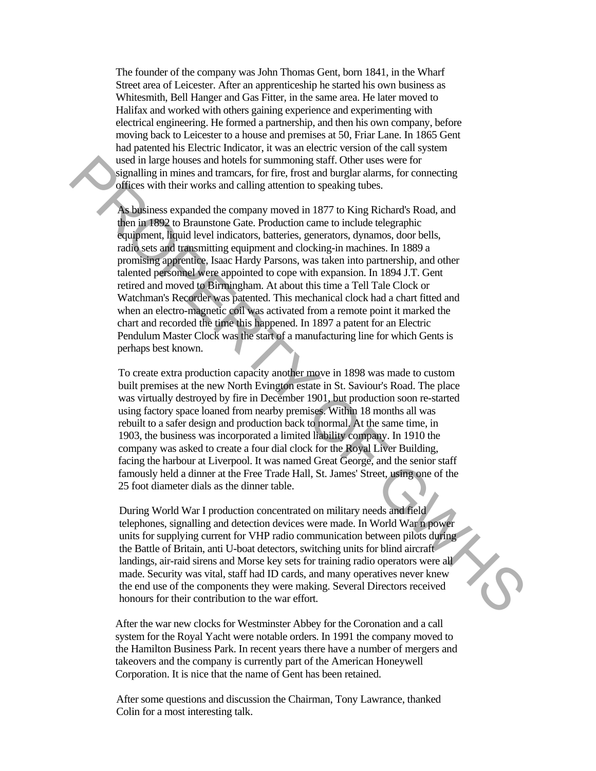The founder of the company was John Thomas Gent, born 1841, in the Wharf Street area of Leicester. After an apprenticeship he started his own business as Whitesmith, Bell Hanger and Gas Fitter, in the same area. He later moved to Halifax and worked with others gaining experience and experimenting with electrical engineering. He formed a partnership, and then his own company, before moving back to Leicester to a house and premises at 50, Friar Lane. In 1865 Gent had patented his Electric Indicator, it was an electric version of the call system used in large houses and hotels for summoning staff. Other uses were for signalling in mines and tramcars, for fire, frost and burglar alarms, for connecting offices with their works and calling attention to speaking tubes.

As business expanded the company moved in 1877 to King Richard's Road, and then in 1892 to Braunstone Gate. Production came to include telegraphic equipment, liquid level indicators, batteries, generators, dynamos, door bells, radio sets and transmitting equipment and clocking-in machines. In 1889 a promising apprentice, Isaac Hardy Parsons, was taken into partnership, and other talented personnel were appointed to cope with expansion. In 1894 J.T. Gent retired and moved to Birmingham. At about this time a Tell Tale Clock or Watchman's Recorder was patented. This mechanical clock had a chart fitted and when an electro-magnetic coil was activated from a remote point it marked the chart and recorded the time this happened. In 1897 a patent for an Electric Pendulum Master Clock was the start of a manufacturing line for which Gents is perhaps best known.

To create extra production capacity another move in 1898 was made to custom built premises at the new North Evington estate in St. Saviour's Road. The place was virtually destroyed by fire in December 1901, but production soon re-started using factory space loaned from nearby premises. Within 18 months all was rebuilt to a safer design and production back to normal. At the same time, in 1903, the business was incorporated a limited liability company. In 1910 the company was asked to create a four dial clock for the Royal Liver Building, facing the harbour at Liverpool. It was named Great George, and the senior staff famously held a dinner at the Free Trade Hall, St. James' Street, using one of the 25 foot diameter dials as the dinner table.

During World War I production concentrated on military needs and field telephones, signalling and detection devices were made. In World War II power units for supplying current for VHP radio communication between pilots during the Battle of Britain, anti U-boat detectors, switching units for blind aircraft landings, air-raid sirens and Morse key sets for training radio operators were all made. Security was vital, staff had ID cards, and many operatives never knew the end use of the components they were making. Several Directors received honours for their contribution to the war effort.

After the war new clocks for Westminster Abbey for the Coronation and a call system for the Royal Yacht were notable orders. In 1991 the company moved to the Hamilton Business Park. In recent years there have a number of mergers and takeovers and the company is currently part of the American Honeywell Corporation. It is nice that the name of Gent has been retained.

After some questions and discussion the Chairman, Tony Lawrance, thanked Colin for a most interesting talk.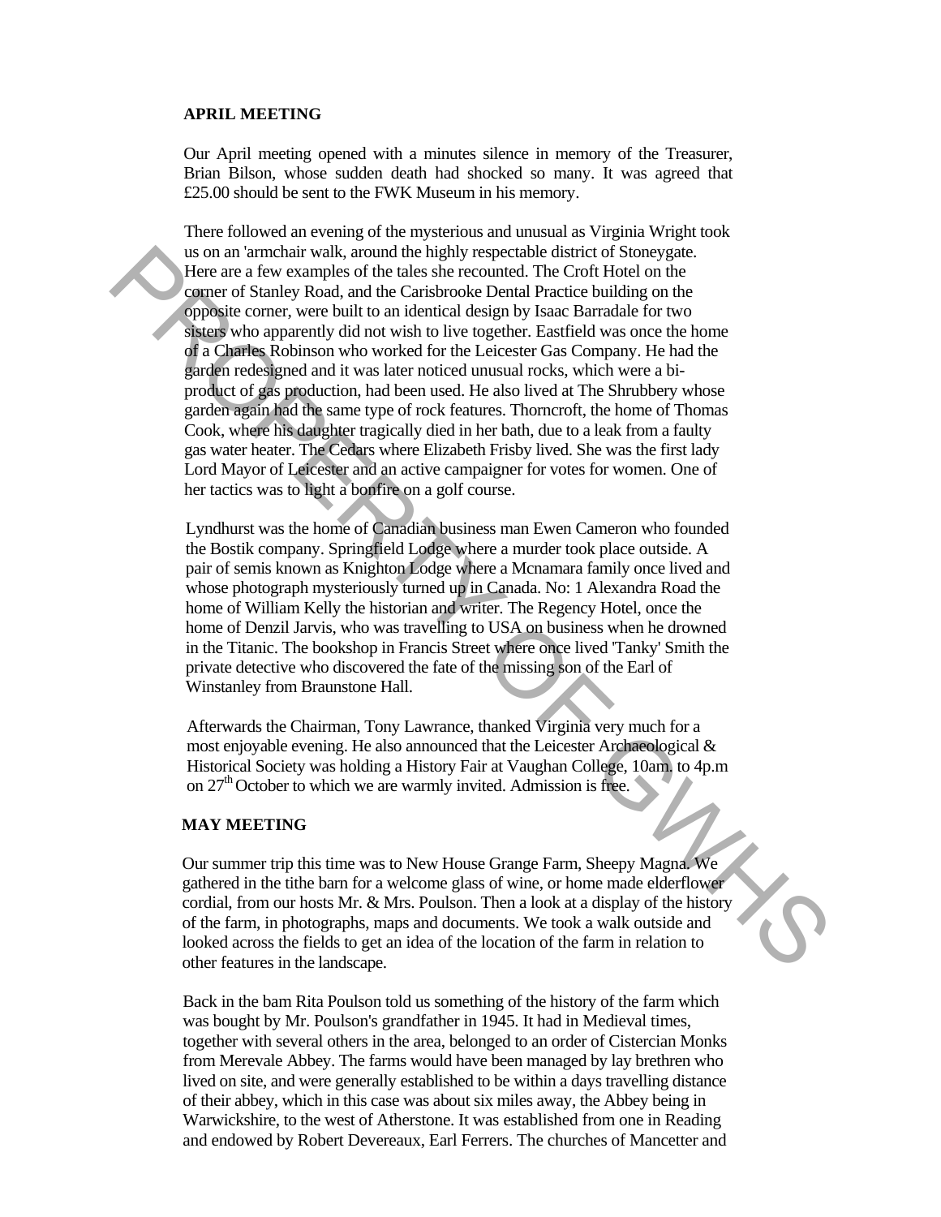## APRIL MEETING

Our April meeting opened with a minutes silence in memory of the Treasurer, Brian Bilson, whose sudden death had shocked so many. It was agreed that £25.00 should be sent to the FWK Museum in his memory.

There followed an evening of the mysterious and unusual as Virginia Wright took us on an 'armchair walk, around the highly respectable district of Stoneygate. Here are a few examples of the tales she recounted. The Croft Hotel on the corner of Stanley Road, and the Carisbrooke Dental Practice building on the opposite corner, were built to an identical design by Isaac Barradale for two sisters who apparently did not wish to live together. Eastfield was once the home of a Charles Robinson who worked for the Leicester Gas Company. He had the garden redesigned and it was later noticed unusual rocks, which were a bi-product of gas production, had been used. He also lived at The Shrubbery whose garden again had the same type of rock features. Thorncroft, the home of Thomas Cook, where his daughter tragically died in her bath, due to a leak from a faulty gas water heater. The Cedars where Elizabeth Frisby lived. She was the first lady Lord Mayor of Leicester and an active campaigner for votes for women. One of her tactics was to light a bonfire on a golf course.

Lyndhurst was the home of Canadian business man Ewen Cameron who founded the Bostik company. Springfield Lodge where a murder took place outside. A pair of semis known as Knighton Lodge where a Mcnamara family once lived and whose photograph mysteriously turned up in Canada. No: 1 Alexandra Road the home of William Kelly the historian and writer. The Regency Hotel, once the home of Denzil Jarvis, who was travelling to USA on business when he drowned in the Titanic. The bookshop in Francis Street where once lived 'Tanky' Smith the private detective who discovered the fate of the missing son of the Earl of Winstanley from Braunstone Hall.

Afterwards the Chairman, Tony Lawrance, thanked Virginia very much for a most enjoyable evening. He also announced that the Leicester Archaeological & Historical Society was holding a History Fair at Vaughan College, 10am. to 4p.m on 27th October to which we are warmly invited. Admission is free.

## MAY MEETING

Our summer trip this time was to New House Grange Farm, Sheepy Magna. We gathered in the tithe barn for a welcome glass of wine, or home made elderflower cordial, from our hosts Mr. & Mrs. Poulson. Then a look at a display of the history of the farm, in photographs, maps and documents. We took a walk outside and looked across the fields to get an idea of the location of the farm in relation to other features in the landscape.

Back in the barn Rita Poulson told us something of the history of the farm which was bought by Mr. Poulson's grandfather in 1945. It had in Medieval times, together with several others in the area, belonged to an order of Cistercian Monks from Merevale Abbey. The farms would have been managed by lay brethren who lived on site, and were generally established to be within a days travelling distance of their abbey, which in this case was about six miles away, the Abbey being in Warwickshire, to the west of Atherstone. It was established from one in Reading and endowed by Robert Devereaux, Earl Ferrers. The churches of Mancetter and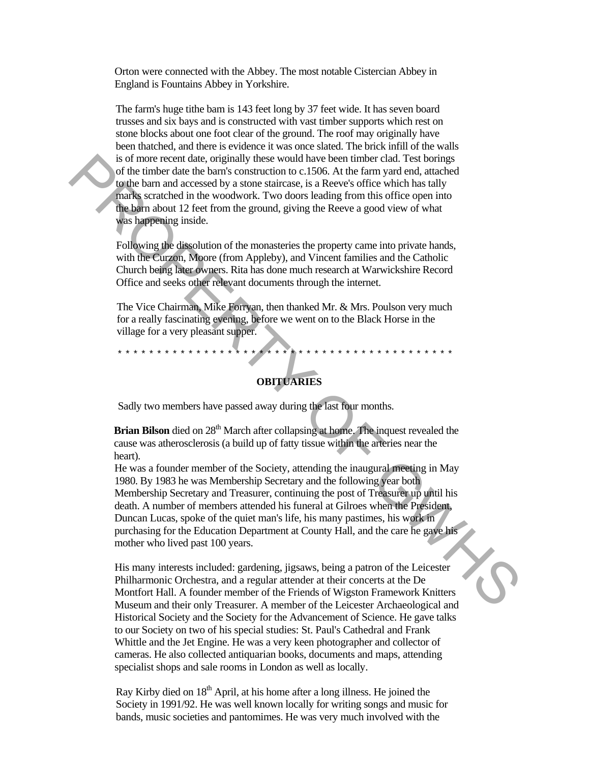Orton were connected with the Abbey. The most notable Cistercian Abbey in England is Fountains Abbey in Yorkshire.

The farm's huge tithe barn is 143 feet long by 37 feet wide. It has seven board trusses and six bays and is constructed with vast timber supports which rest on stone blocks about one foot clear of the ground. The roof may originally have been thatched, and there is evidence it was once slated. The brick infill of the walls is of more recent date, originally these would have been timber clad. Test borings of the timber date the barn's construction to c.1506. At the farm yard end, attached to the barn and accessed by a stone staircase, is a Reeve's office which has tally marks scratched in the woodwork. Two doors leading from this office open into the barn about 12 feet from the ground, giving the Reeve a good view of what was happening inside.

Following the dissolution of the monasteries the property came into private hands, with the Curzon, Moore (from Appleby), and Vincent families and the Catholic Church being later owners. Rita has done much research at Warwickshire Record Office and seeks other relevant documents through the internet.

The Vice Chairman, Mike Forryan, then thanked Mr. & Mrs. Poulson very much for a really fascinating evening, before we went on to the Black Horse in the village for a very pleasant supper.

* * * * * * * * * * * * * * * * * * * * * * * * * * * * * * * * * * * * * * * * * * * * * *

## OBITUARIES

Sadly two members have passed away during the last four months.

**Brian Bilson** died on 28th March after collapsing at home. The inquest revealed the cause was atherosclerosis (a build up of fatty tissue within the arteries near the heart).

He was a founder member of the Society, attending the inaugural meeting in May 1980. By 1983 he was Membership Secretary and the following year both Membership Secretary and Treasurer, continuing the post of Treasurer up until his death. A number of members attended his funeral at Gilroes when the President, Duncan Lucas, spoke of the quiet man's life, his many pastimes, his work in purchasing for the Education Department at County Hall, and the care he gave his mother who lived past 100 years.

His many interests included: gardening, jigsaws, being a patron of the Leicester Philharmonic Orchestra, and a regular attender at their concerts at the De Montfort Hall. A founder member of the Friends of Wigston Framework Knitters Museum and their only Treasurer. A member of the Leicester Archaeological and Historical Society and the Society for the Advancement of Science. He gave talks to our Society on two of his special studies: St. Paul's Cathedral and Frank Whittle and the Jet Engine. He was a very keen photographer and collector of cameras. He also collected antiquarian books, documents and maps, attending specialist shops and sale rooms in London as well as locally.

Ray Kirby died on 18th April, at his home after a long illness. He joined the Society in 1991/92. He was well known locally for writing songs and music for bands, music societies and pantomimes. He was very much involved with the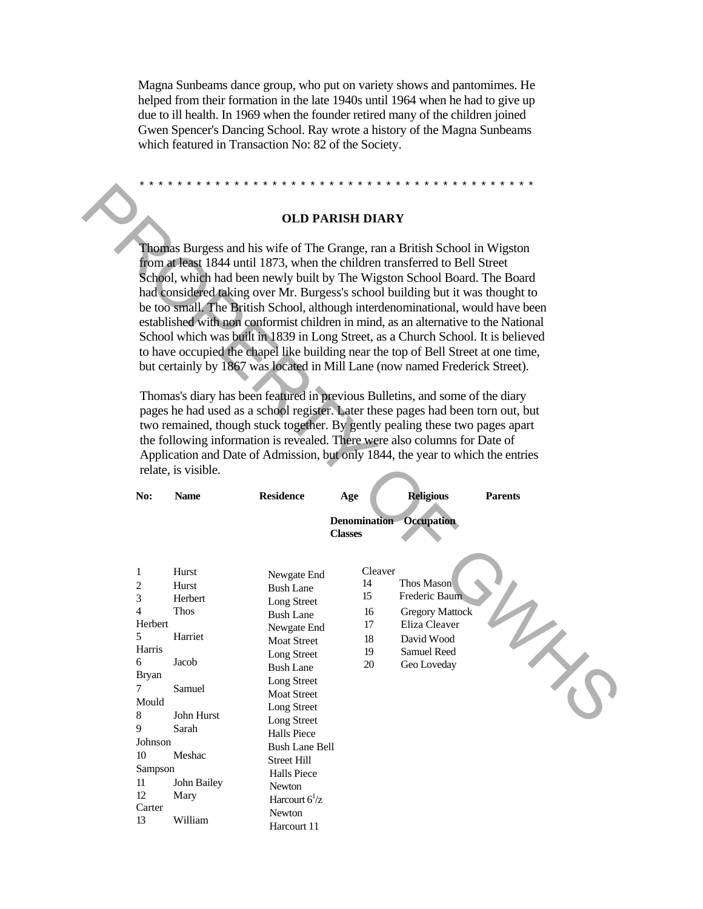Magna Sunbeams dance group, who put on variety shows and pantomimes. He helped from their formation in the late 1940s until 1964 when he had to give up due to ill health. In 1969 when the founder retired many of the children joined Gwen Spencer's Dancing School. Ray wrote a history of the Magna Sunbeams which featured in Transaction No: 82 of the Society.

\* \* \* \* \* \* \* \* \* \* \* \* \* \* \* \* \* \* \* \* \* \* \* \* \* \* \* \* \* \* \* \* \* \* \* \* \* \* \* \* \* \* \* \*

## OLD PARISH DIARY

Thomas Burgess and his wife of The Grange, ran a British School in Wigston from at least 1844 until 1873, when the children transferred to Bell Street School, which had been newly built by The Wigston School Board. The Board had considered taking over Mr. Burgess's school building but it was thought to be too small. The British School, although interdenominational, would have been established with non conformist children in mind, as an alternative to the National School which was built in 1839 in Long Street, as a Church School. It is believed to have occupied the chapel like building near the top of Bell Street at one time, but certainly by 1867 was located in Mill Lane (now named Frederick Street).

Thomas's diary has been featured in previous Bulletins, and some of the diary pages he had used as a school register. Later these pages had been torn out, but two remained, though stuck together. By gently pealing these two pages apart the following information is revealed. There were also columns for Date of Application and Date of Admission, but only 1844, the year to which the entries relate, is visible.

| No: | Name | Residence | Age | Religious | Parents |
|---|---|---|---|---|---|
| | | | Denomination Classes | Occupation | |

| No: | Name |
|---|---|
| 1 | Hurst |
| 2 | Hurst |
| 3 | Herbert |
| 4 | Thos Herbert |
| 5 | Harriet Harris |
| 6 | Jacob Bryan |
| 7 | Samuel Mould |
| 8 | John Hurst |
| 9 | Sarah Johnson |
| 10 | Meshac Sampson |
| 11 | John Bailey |
| 12 | Mary Carter |
| 13 | William Cleaver |
| 14 | Thos Mason |
| 15 | Frederic Baum |
| 16 | Gregory Mattock |
| 17 | Eliza Cleaver |
| 18 | David Wood |
| 19 | Samuel Reed |
| 20 | Geo Loveday |

Residence:

Newgate End
Bush Lane
Long Street
Bush Lane
Newgate End
Moat Street
Long Street
Bush Lane
Long Street
Moat Street
Long Street
Long Street
Halls Piece
Bush Lane Bell Street Hill
Halls Piece
Newton Harcourt $6\frac{1}{2}$
Newton Harcourt 11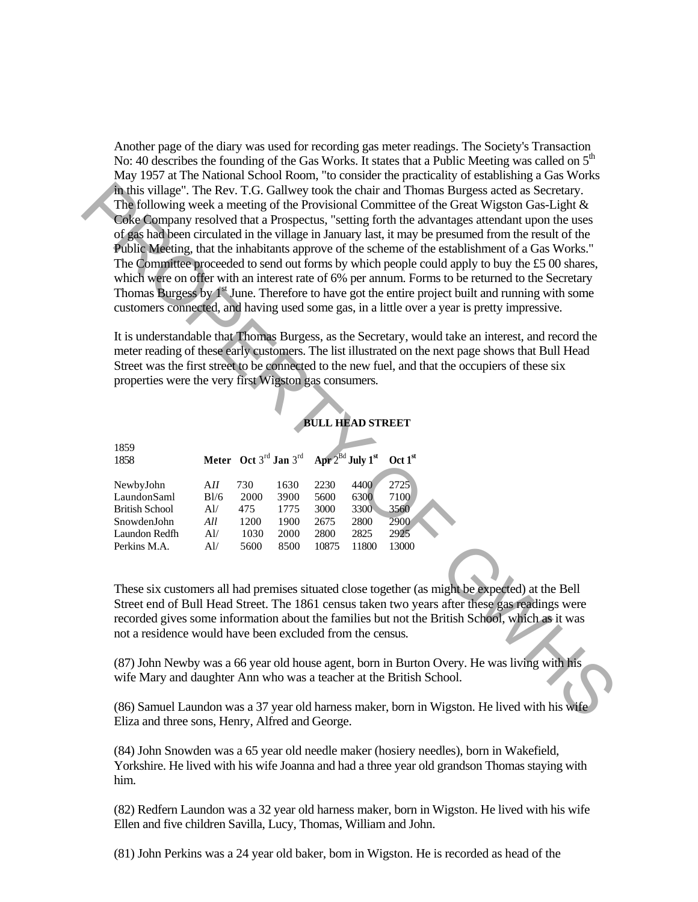Another page of the diary was used for recording gas meter readings. The Society's Transaction No: 40 describes the founding of the Gas Works. It states that a Public Meeting was called on 5th May 1957 at The National School Room, "to consider the practicality of establishing a Gas Works in this village". The Rev. T.G. Gallwey took the chair and Thomas Burgess acted as Secretary. The following week a meeting of the Provisional Committee of the Great Wigston Gas-Light & Coke Company resolved that a Prospectus, "setting forth the advantages attendant upon the uses of gas had been circulated in the village in January last, it may be presumed from the result of the Public Meeting, that the inhabitants approve of the scheme of the establishment of a Gas Works." The Committee proceeded to send out forms by which people could apply to buy the £5 00 shares, which were on offer with an interest rate of 6% per annum. Forms to be returned to the Secretary Thomas Burgess by 1st June. Therefore to have got the entire project built and running with some customers connected, and having used some gas, in a little over a year is pretty impressive.

It is understandable that Thomas Burgess, as the Secretary, would take an interest, and record the meter reading of these early customers. The list illustrated on the next page shows that Bull Head Street was the first street to be connected to the new fuel, and that the occupiers of these six properties were the very first Wigston gas consumers.

**BULL HEAD STREET**

| 1859<br>1858 | **Meter** | **Oct 3rd** | **Jan 3rd** | **Apr 2Bd** | **July 1st** | **Oct 1st** |
|---|---|---|---|---|---|---|
| NewbyJohn | A*II* | 730 | 1630 | 2230 | 4400 | 2725 |
| LaundonSaml | Bl/6 | 2000 | 3900 | 5600 | 6300 | 7100 |
| British School | Al/ | 475 | 1775 | 3000 | 3300 | 3560 |
| SnowdenJohn | *All* | 1200 | 1900 | 2675 | 2800 | 2900 |
| Laundon Redfh | Al/ | 1030 | 2000 | 2800 | 2825 | 2925 |
| Perkins M.A. | Al/ | 5600 | 8500 | 10875 | 11800 | 13000 |

These six customers all had premises situated close together (as might be expected) at the Bell Street end of Bull Head Street. The 1861 census taken two years after these gas readings were recorded gives some information about the families but not the British School, which as it was not a residence would have been excluded from the census.

(87) John Newby was a 66 year old house agent, born in Burton Overy. He was living with his wife Mary and daughter Ann who was a teacher at the British School.

(86) Samuel Laundon was a 37 year old harness maker, born in Wigston. He lived with his wife Eliza and three sons, Henry, Alfred and George.

(84) John Snowden was a 65 year old needle maker (hosiery needles), born in Wakefield, Yorkshire. He lived with his wife Joanna and had a three year old grandson Thomas staying with him.

(82) Redfern Laundon was a 32 year old harness maker, born in Wigston. He lived with his wife Ellen and five children Savilla, Lucy, Thomas, William and John.

(81) John Perkins was a 24 year old baker, bom in Wigston. He is recorded as head of the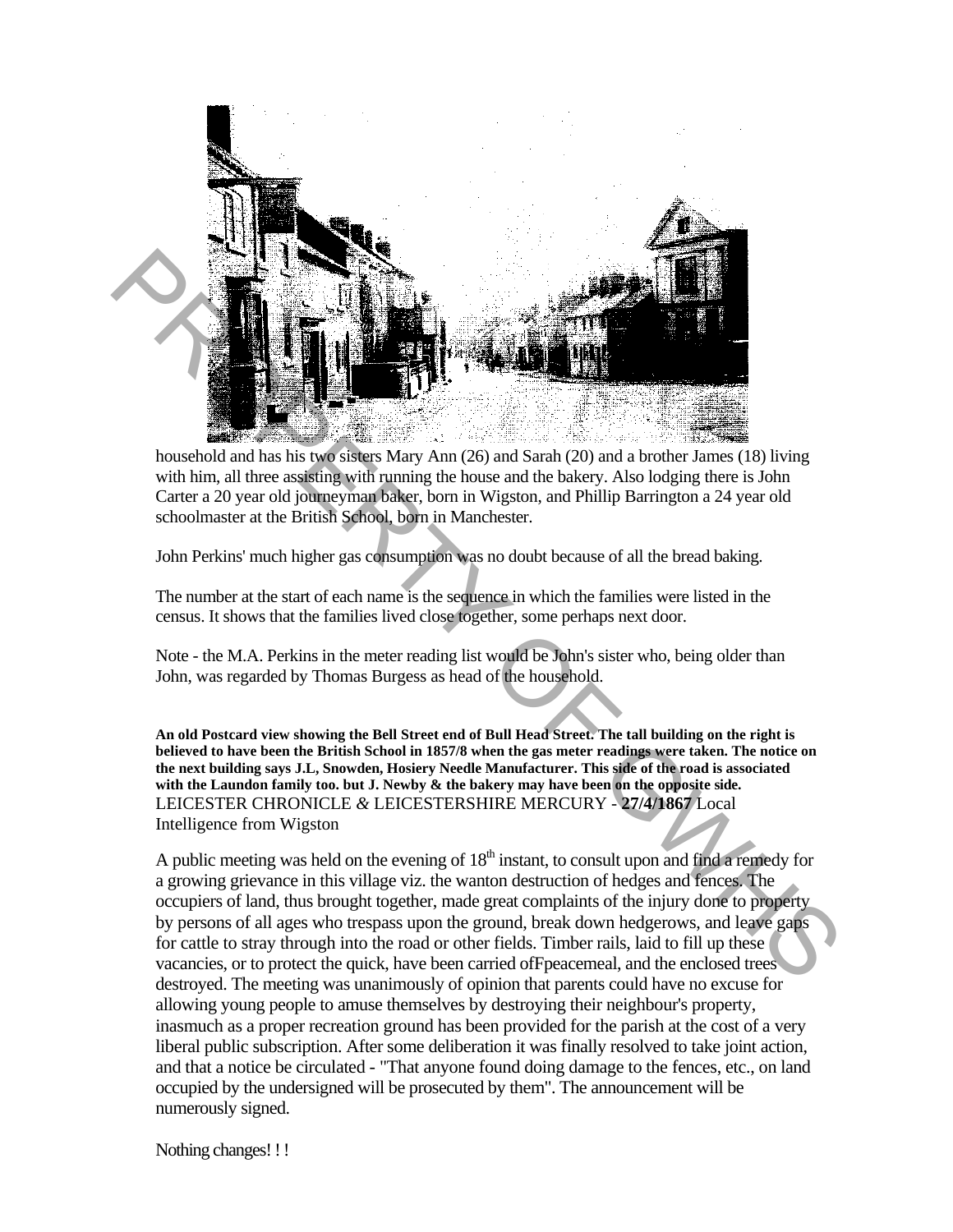household and has his two sisters Mary Ann (26) and Sarah (20) and a brother James (18) living with him, all three assisting with running the house and the bakery. Also lodging there is John Carter a 20 year old journeyman baker, born in Wigston, and Phillip Barrington a 24 year old schoolmaster at the British School, born in Manchester.

John Perkins' much higher gas consumption was no doubt because of all the bread baking.

The number at the start of each name is the sequence in which the families were listed in the census. It shows that the families lived close together, some perhaps next door.

Note - the M.A. Perkins in the meter reading list would be John's sister who, being older than John, was regarded by Thomas Burgess as head of the household.

**An old Postcard view showing the Bell Street end of Bull Head Street. The tall building on the right is believed to have been the British School in 1857/8 when the gas meter readings were taken. The notice on the next building says J.L, Snowden, Hosiery Needle Manufacturer. This side of the road is associated with the Laundon family too. but J. Newby & the bakery may have been on the opposite side.**

LEICESTER CHRONICLE *&* LEICESTERSHIRE MERCURY - **27/4/1867** Local Intelligence from Wigston

A public meeting was held on the evening of 18th instant, to consult upon and find a remedy for a growing grievance in this village viz. the wanton destruction of hedges and fences. The occupiers of land, thus brought together, made great complaints of the injury done to property by persons of all ages who trespass upon the ground, break down hedgerows, and leave gaps for cattle to stray through into the road or other fields. Timber rails, laid to fill up these vacancies, or to protect the quick, have been carried ofFpeacemeal, and the enclosed trees destroyed. The meeting was unanimously of opinion that parents could have no excuse for allowing young people to amuse themselves by destroying their neighbour's property, inasmuch as a proper recreation ground has been provided for the parish at the cost of a very liberal public subscription. After some deliberation it was finally resolved to take joint action, and that a notice be circulated - "That anyone found doing damage to the fences, etc., on land occupied by the undersigned will be prosecuted by them". The announcement will be numerously signed.

Nothing changes! ! !